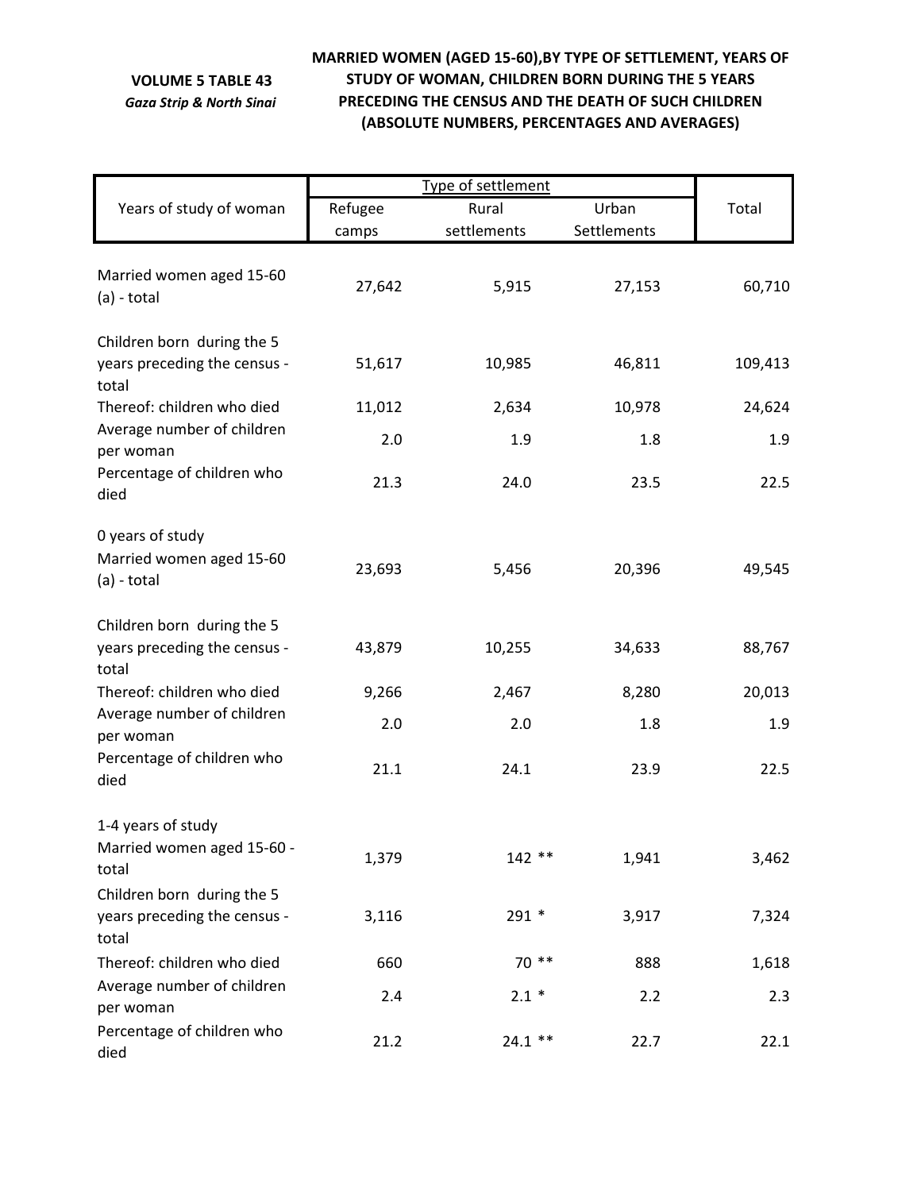**VOLUME 5 TABLE 43**

*Gaza Strip & North Sinai*

**MARRIED WOMEN (AGED 15-60),BY TYPE OF SETTLEMENT, YEARS OF STUDY OF WOMAN, CHILDREN BORN DURING THE 5 YEARS PRECEDING THE CENSUS AND THE DEATH OF SUCH CHILDREN (ABSOLUTE NUMBERS, PERCENTAGES AND AVERAGES)**

| Years of study of woman | Type of settlement | | | Total |
|---|---|---|---|---|
| | Refugee camps | Rural settlements | Urban Settlements | |
| Married women aged 15-60 (a) - total | 27,642 | 5,915 | 27,153 | 60,710 |
| Children born during the 5 years preceding the census - total | 51,617 | 10,985 | 46,811 | 109,413 |
| Thereof: children who died | 11,012 | 2,634 | 10,978 | 24,624 |
| Average number of children per woman | 2.0 | 1.9 | 1.8 | 1.9 |
| Percentage of children who died | 21.3 | 24.0 | 23.5 | 22.5 |
| 0 years of study | | | | |
| Married women aged 15-60 (a) - total | 23,693 | 5,456 | 20,396 | 49,545 |
| Children born during the 5 years preceding the census - total | 43,879 | 10,255 | 34,633 | 88,767 |
| Thereof: children who died | 9,266 | 2,467 | 8,280 | 20,013 |
| Average number of children per woman | 2.0 | 2.0 | 1.8 | 1.9 |
| Percentage of children who died | 21.1 | 24.1 | 23.9 | 22.5 |
| 1-4 years of study | | | | |
| Married women aged 15-60 - total | 1,379 | 142 ** | 1,941 | 3,462 |
| Children born during the 5 years preceding the census - total | 3,116 | 291 * | 3,917 | 7,324 |
| Thereof: children who died | 660 | 70 ** | 888 | 1,618 |
| Average number of children per woman | 2.4 | 2.1 * | 2.2 | 2.3 |
| Percentage of children who died | 21.2 | 24.1 ** | 22.7 | 22.1 |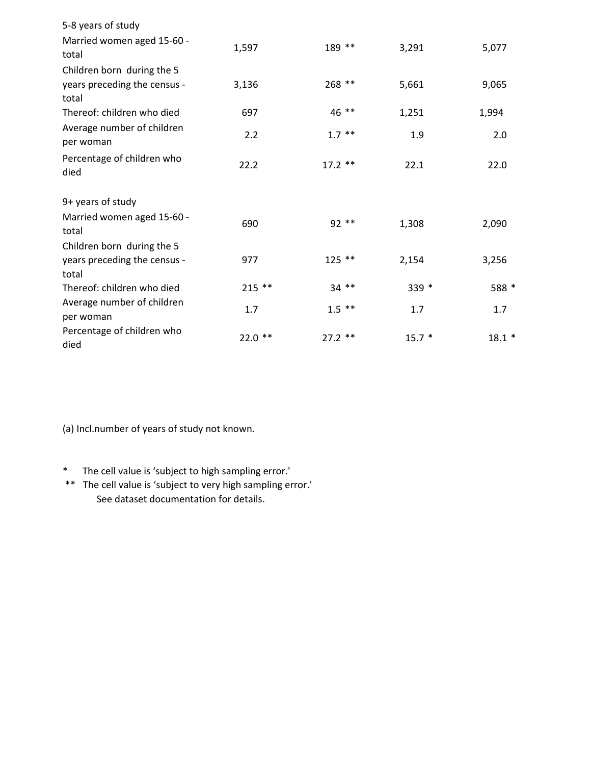| | | | | |
|---|---|---|---|---|
| 5-8 years of study | | | | |
| Married women aged 15-60 - total | 1,597 | 189 ** | 3,291 | 5,077 |
| Children born during the 5 years preceding the census - total | 3,136 | 268 ** | 5,661 | 9,065 |
| Thereof: children who died | 697 | 46 ** | 1,251 | 1,994 |
| Average number of children per woman | 2.2 | 1.7 ** | 1.9 | 2.0 |
| Percentage of children who died | 22.2 | 17.2 ** | 22.1 | 22.0 |
| | | | | |
| 9+ years of study | | | | |
| Married women aged 15-60 - total | 690 | 92 ** | 1,308 | 2,090 |
| Children born during the 5 years preceding the census - total | 977 | 125 ** | 2,154 | 3,256 |
| Thereof: children who died | 215 ** | 34 ** | 339 * | 588 * |
| Average number of children per woman | 1.7 | 1.5 ** | 1.7 | 1.7 |
| Percentage of children who died | 22.0 ** | 27.2 ** | 15.7 * | 18.1 * |

(a) Incl.number of years of study not known.

* The cell value is 'subject to high sampling error.'
** The cell value is 'subject to very high sampling error.'
See dataset documentation for details.